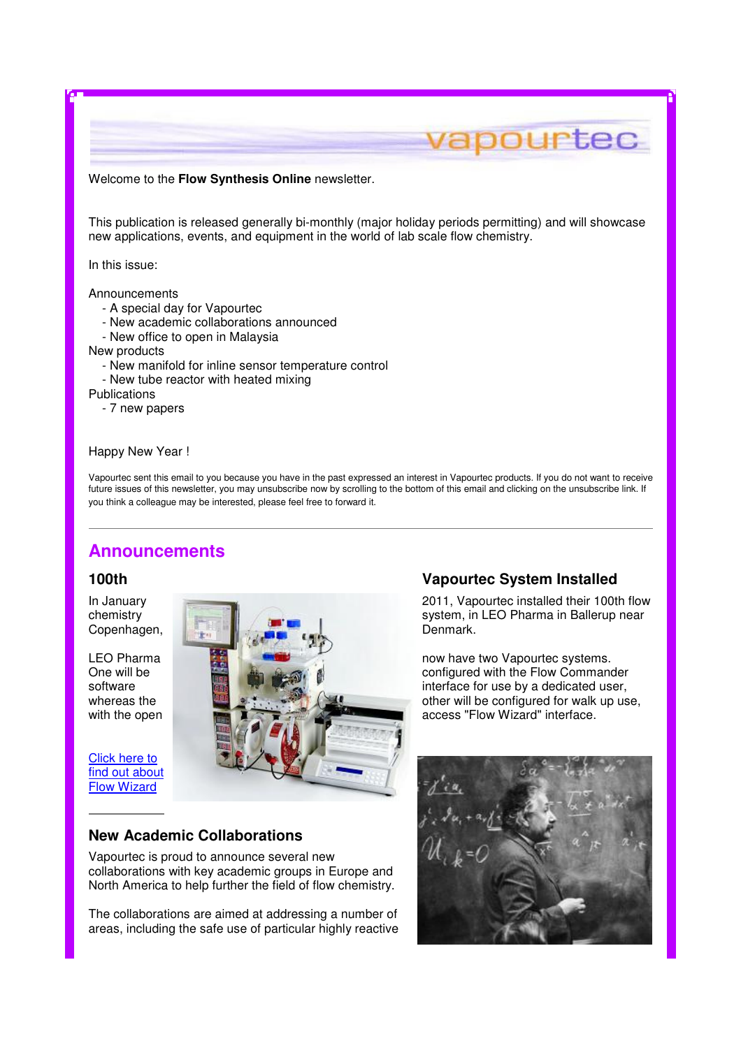Welcome to the **Flow Synthesis Online** newsletter.

This publication is released generally bi-monthly (major holiday periods permitting) and will showcase new applications, events, and equipment in the world of lab scale flow chemistry.

In this issue:

Announcements
- A special day for Vapourtec
- New academic collaborations announced
- New office to open in Malaysia

New products
- New manifold for inline sensor temperature control
- New tube reactor with heated mixing

Publications
- 7 new papers

Happy New Year !

Vapourtec sent this email to you because you have in the past expressed an interest in Vapourtec products. If you do not want to receive future issues of this newsletter, you may unsubscribe now by scrolling to the bottom of this email and clicking on the unsubscribe link. If you think a colleague may be interested, please feel free to forward it.

---

## Announcements

### 100th Vapourtec System Installed

In January 2011, Vapourtec installed their 100th flow chemistry system, in LEO Pharma in Ballerup near Copenhagen, Denmark.

LEO Pharma now have two Vapourtec systems. One will be configured with the Flow Commander software interface for use by a dedicated user, whereas the other will be configured for walk up use, with the open access "Flow Wizard" interface.

[Click here to find out about Flow Wizard]

### New Academic Collaborations

Vapourtec is proud to announce several new collaborations with key academic groups in Europe and North America to help further the field of flow chemistry.

The collaborations are aimed at addressing a number of areas, including the safe use of particular highly reactive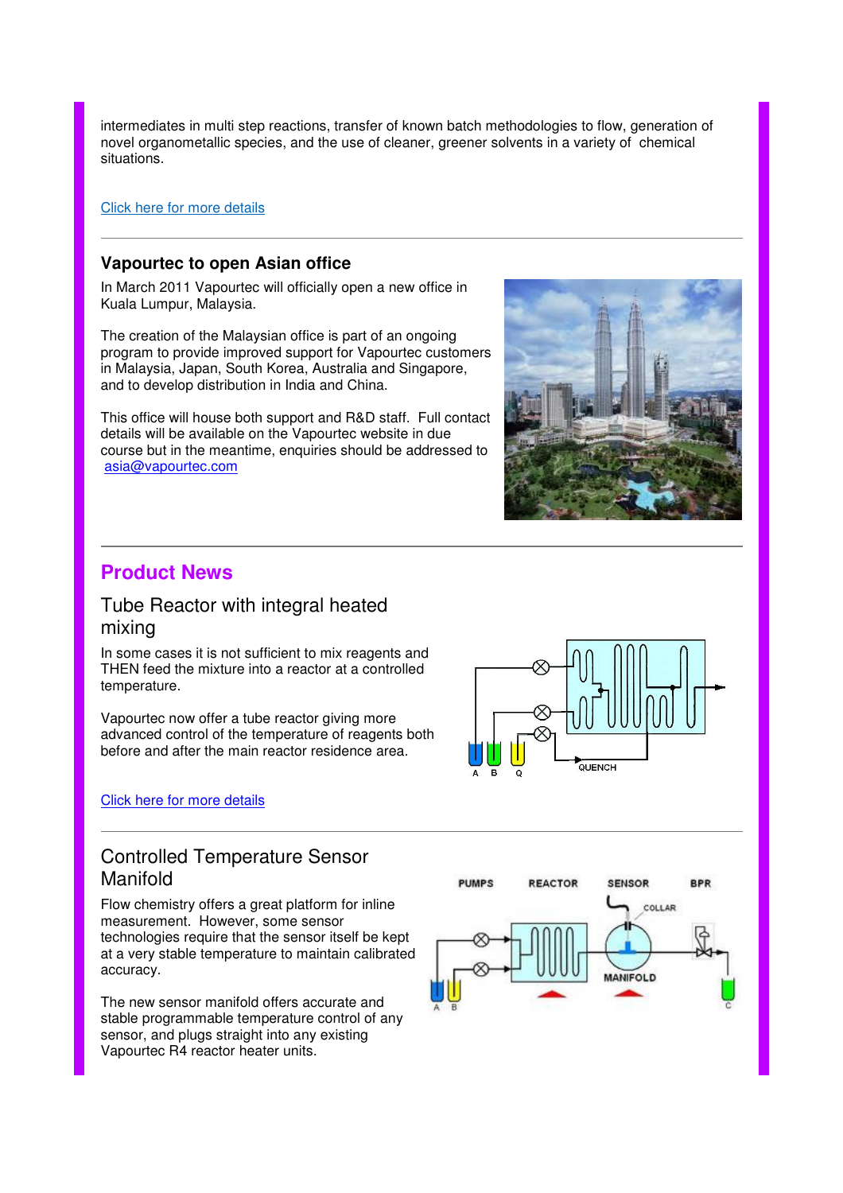intermediates in multi step reactions, transfer of known batch methodologies to flow, generation of novel organometallic species, and the use of cleaner, greener solvents in a variety of chemical situations.

Click here for more details

---

### Vapourtec to open Asian office

In March 2011 Vapourtec will officially open a new office in Kuala Lumpur, Malaysia.

The creation of the Malaysian office is part of an ongoing program to provide improved support for Vapourtec customers in Malaysia, Japan, South Korea, Australia and Singapore, and to develop distribution in India and China.

This office will house both support and R&D staff. Full contact details will be available on the Vapourtec website in due course but in the meantime, enquiries should be addressed to asia@vapourtec.com

---

## Product News

### Tube Reactor with integral heated mixing

In some cases it is not sufficient to mix reagents and THEN feed the mixture into a reactor at a controlled temperature.

Vapourtec now offer a tube reactor giving more advanced control of the temperature of reagents both before and after the main reactor residence area.

Click here for more details

---

### Controlled Temperature Sensor Manifold

Flow chemistry offers a great platform for inline measurement. However, some sensor technologies require that the sensor itself be kept at a very stable temperature to maintain calibrated accuracy.

The new sensor manifold offers accurate and stable programmable temperature control of any sensor, and plugs straight into any existing Vapourtec R4 reactor heater units.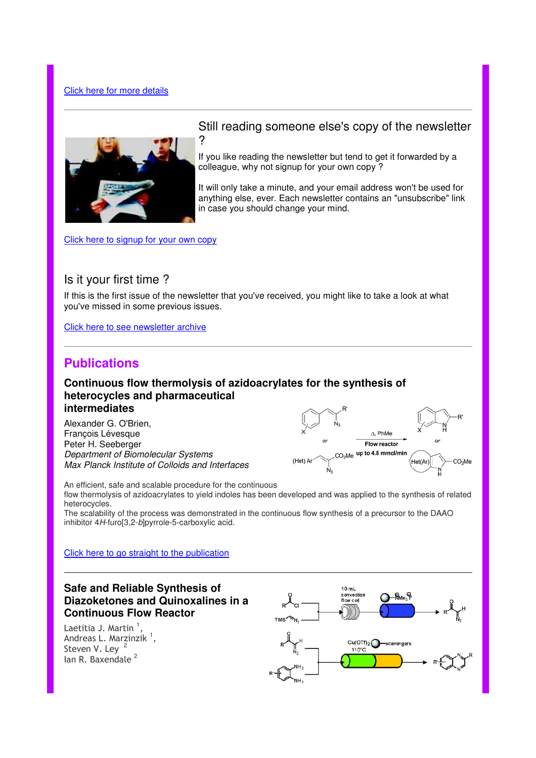[Click here for more details]

## Still reading someone else's copy of the newsletter ?

If you like reading the newsletter but tend to get it forwarded by a colleague, why not signup for your own copy ?

It will only take a minute, and your email address won't be used for anything else, ever. Each newsletter contains an "unsubscribe" link in case you should change your mind.

[Click here to signup for your own copy]

## Is it your first time ?

If this is the first issue of the newsletter that you've received, you might like to take a look at what you've missed in some previous issues.

[Click here to see newsletter archive]

# Publications

### Continuous flow thermolysis of azidoacrylates for the synthesis of heterocycles and pharmaceutical intermediates

Alexander G. O'Brien,
François Lévesque
Peter H. Seeberger
*Department of Biomolecular Systems*
*Max Planck Institute of Colloids and Interfaces*

An efficient, safe and scalable procedure for the continuous flow thermolysis of azidoacrylates to yield indoles has been developed and was applied to the synthesis of related heterocycles.
The scalability of the process was demonstrated in the continuous flow synthesis of a precursor to the DAAO inhibitor 4*H*-furo[3,2-*b*]pyrrole-5-carboxylic acid.

[Click here to go straight to the publication]

### Safe and Reliable Synthesis of Diazoketones and Quinoxalines in a Continuous Flow Reactor

Laetitia J. Martin [1],
Andreas L. Marzinzik [1],
Steven V. Ley [2]
Ian R. Baxendale [2]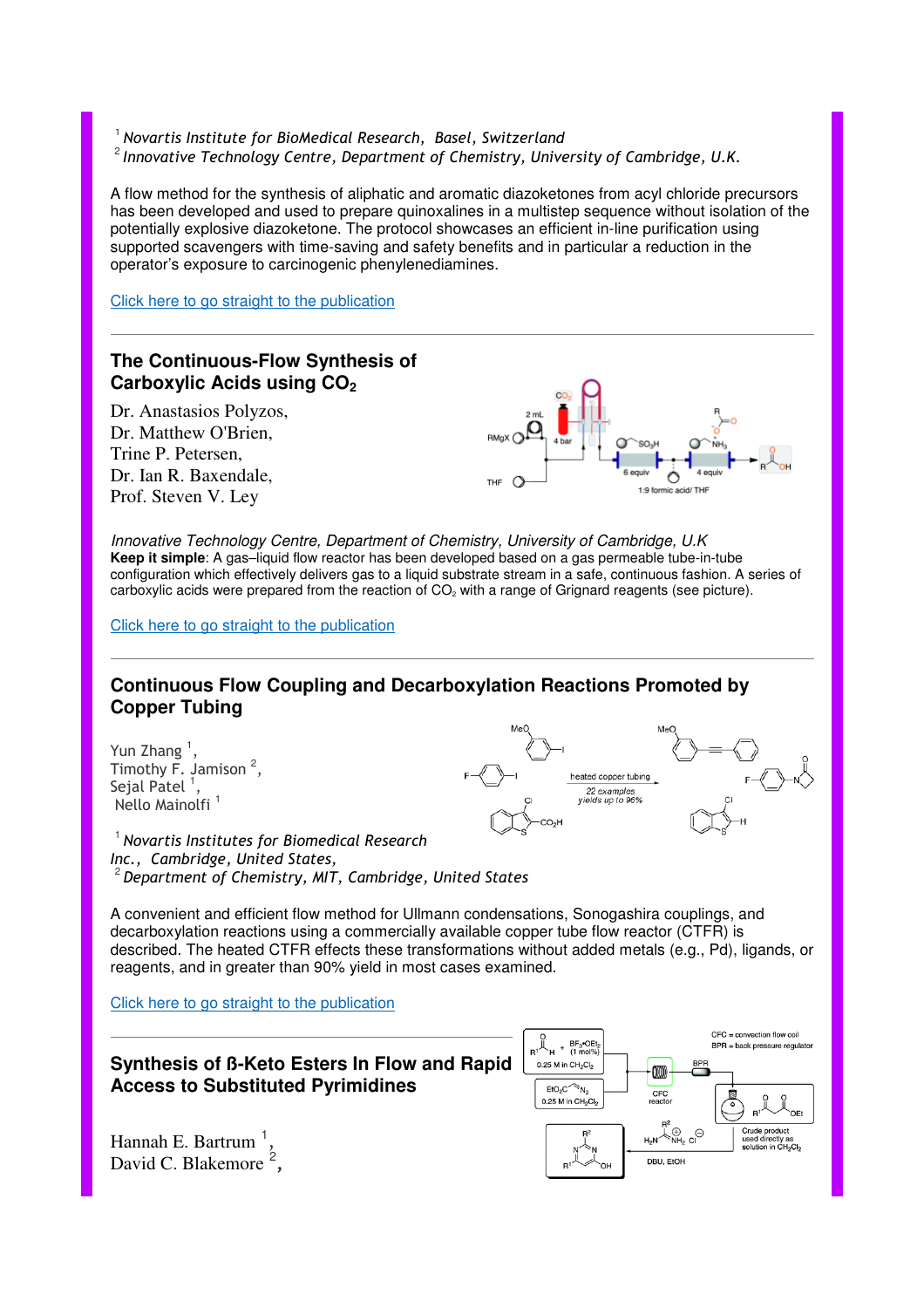[1] *Novartis Institute for BioMedical Research, Basel, Switzerland*
[2] *Innovative Technology Centre, Department of Chemistry, University of Cambridge, U.K.*

A flow method for the synthesis of aliphatic and aromatic diazoketones from acyl chloride precursors has been developed and used to prepare quinoxalines in a multistep sequence without isolation of the potentially explosive diazoketone. The protocol showcases an efficient in-line purification using supported scavengers with time-saving and safety benefits and in particular a reduction in the operator's exposure to carcinogenic phenylenediamines.

Click here to go straight to the publication

---

## The Continuous-Flow Synthesis of Carboxylic Acids using $CO_2$

Dr. Anastasios Polyzos,
Dr. Matthew O'Brien,
Trine P. Petersen,
Dr. Ian R. Baxendale,
Prof. Steven V. Ley

*Innovative Technology Centre, Department of Chemistry, University of Cambridge, U.K*

**Keep it simple**: A gas–liquid flow reactor has been developed based on a gas permeable tube-in-tube configuration which effectively delivers gas to a liquid substrate stream in a safe, continuous fashion. A series of carboxylic acids were prepared from the reaction of $CO_2$ with a range of Grignard reagents (see picture).

Click here to go straight to the publication

---

## Continuous Flow Coupling and Decarboxylation Reactions Promoted by Copper Tubing

Yun Zhang [1],
Timothy F. Jamison [2],
Sejal Patel [1],
Nello Mainolfi [1]

[1] *Novartis Institutes for Biomedical Research Inc., Cambridge, United States,*
[2] *Department of Chemistry, MIT, Cambridge, United States*

A convenient and efficient flow method for Ullmann condensations, Sonogashira couplings, and decarboxylation reactions using a commercially available copper tube flow reactor (CTFR) is described. The heated CTFR effects these transformations without added metals (e.g., Pd), ligands, or reagents, and in greater than 90% yield in most cases examined.

Click here to go straight to the publication

---

## Synthesis of ß-Keto Esters In Flow and Rapid Access to Substituted Pyrimidines

Hannah E. Bartrum [1],
David C. Blakemore [2],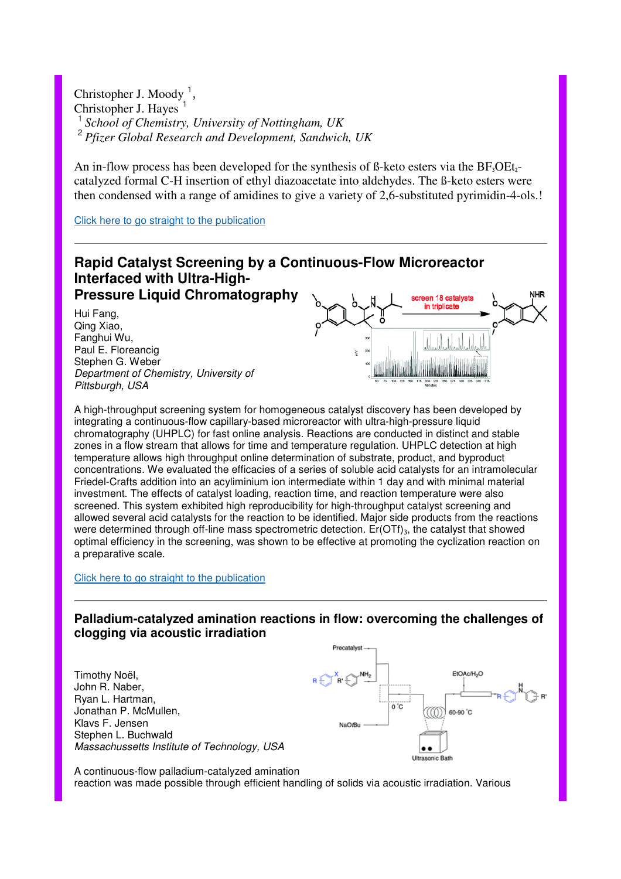Christopher J. Moody [1],
Christopher J. Hayes [1]
[1] *School of Chemistry, University of Nottingham, UK*
[2] *Pfizer Global Research and Development, Sandwich, UK*

An in-flow process has been developed for the synthesis of ß-keto esters via the $BF_3OEt_2$-catalyzed formal C-H insertion of ethyl diazoacetate into aldehydes. The ß-keto esters were then condensed with a range of amidines to give a variety of 2,6-substituted pyrimidin-4-ols.!

Click here to go straight to the publication

---

## Rapid Catalyst Screening by a Continuous-Flow Microreactor Interfaced with Ultra-High-Pressure Liquid Chromatography

Hui Fang,
Qing Xiao,
Fanghui Wu,
Paul E. Floreancig
Stephen G. Weber
*Department of Chemistry, University of Pittsburgh, USA*

A high-throughput screening system for homogeneous catalyst discovery has been developed by integrating a continuous-flow capillary-based microreactor with ultra-high-pressure liquid chromatography (UHPLC) for fast online analysis. Reactions are conducted in distinct and stable zones in a flow stream that allows for time and temperature regulation. UHPLC detection at high temperature allows high throughput online determination of substrate, product, and byproduct concentrations. We evaluated the efficacies of a series of soluble acid catalysts for an intramolecular Friedel-Crafts addition into an acyliminium ion intermediate within 1 day and with minimal material investment. The effects of catalyst loading, reaction time, and reaction temperature were also screened. This system exhibited high reproducibility for high-throughput catalyst screening and allowed several acid catalysts for the reaction to be identified. Major side products from the reactions were determined through off-line mass spectrometric detection. $Er(OTf)_3$, the catalyst that showed optimal efficiency in the screening, was shown to be effective at promoting the cyclization reaction on a preparative scale.

Click here to go straight to the publication

---

## Palladium-catalyzed amination reactions in flow: overcoming the challenges of clogging via acoustic irradiation

Timothy Noël,
John R. Naber,
Ryan L. Hartman,
Jonathan P. McMullen,
Klavs F. Jensen
Stephen L. Buchwald
*Massachussetts Institute of Technology, USA*

A continuous-flow palladium-catalyzed amination reaction was made possible through efficient handling of solids via acoustic irradiation. Various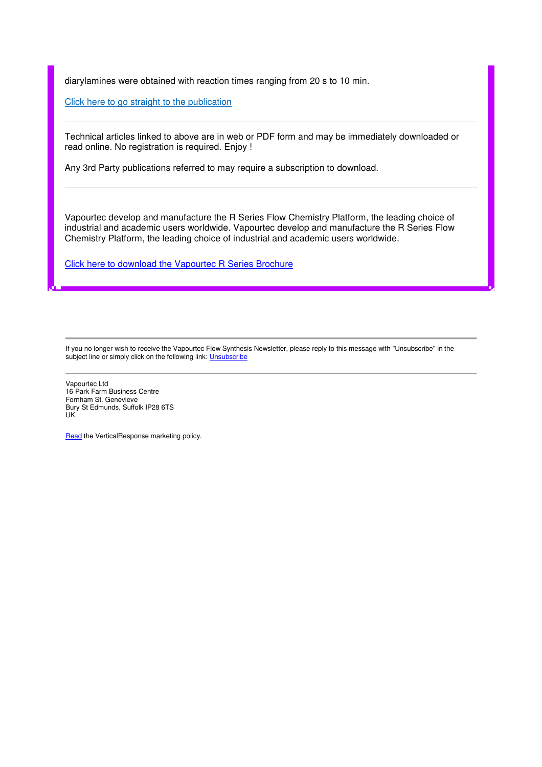diarylamines were obtained with reaction times ranging from 20 s to 10 min.

Click here to go straight to the publication

---

Technical articles linked to above are in web or PDF form and may be immediately downloaded or read online. No registration is required. Enjoy !

Any 3rd Party publications referred to may require a subscription to download.

---

Vapourtec develop and manufacture the R Series Flow Chemistry Platform, the leading choice of industrial and academic users worldwide. Vapourtec develop and manufacture the R Series Flow Chemistry Platform, the leading choice of industrial and academic users worldwide.

Click here to download the Vapourtec R Series Brochure

---

If you no longer wish to receive the Vapourtec Flow Synthesis Newsletter, please reply to this message with "Unsubscribe" in the subject line or simply click on the following link: Unsubscribe

---

Vapourtec Ltd
16 Park Farm Business Centre
Fornham St. Genevieve
Bury St Edmunds, Suffolk IP28 6TS
UK

Read the VerticalResponse marketing policy.